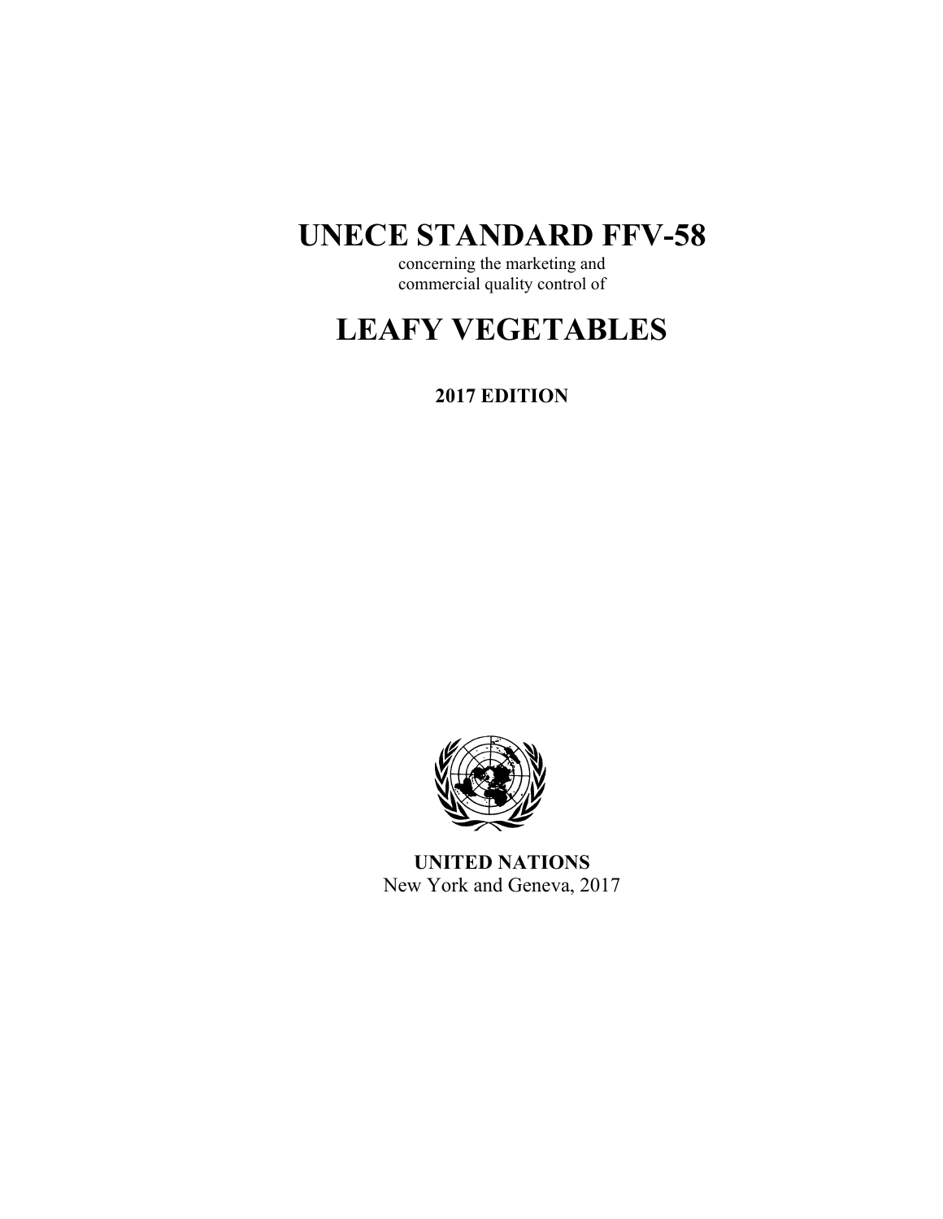# UNECE STANDARD FFV-58

concerning the marketing and
commercial quality control of

# LEAFY VEGETABLES

**2017 EDITION**

**UNITED NATIONS**
New York and Geneva, 2017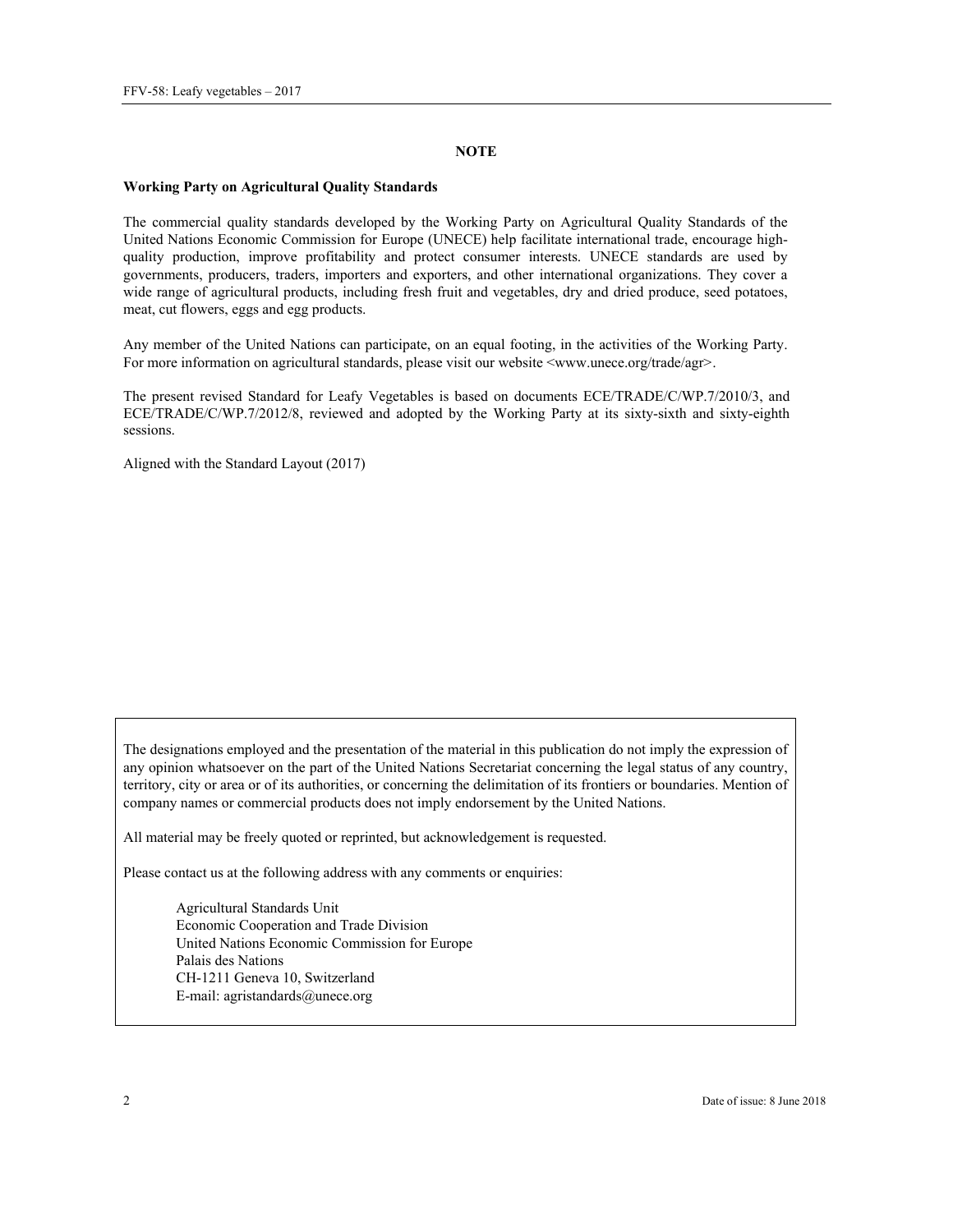## NOTE

**Working Party on Agricultural Quality Standards**

The commercial quality standards developed by the Working Party on Agricultural Quality Standards of the United Nations Economic Commission for Europe (UNECE) help facilitate international trade, encourage high-quality production, improve profitability and protect consumer interests. UNECE standards are used by governments, producers, traders, importers and exporters, and other international organizations. They cover a wide range of agricultural products, including fresh fruit and vegetables, dry and dried produce, seed potatoes, meat, cut flowers, eggs and egg products.

Any member of the United Nations can participate, on an equal footing, in the activities of the Working Party. For more information on agricultural standards, please visit our website <www.unece.org/trade/agr>.

The present revised Standard for Leafy Vegetables is based on documents ECE/TRADE/C/WP.7/2010/3, and ECE/TRADE/C/WP.7/2012/8, reviewed and adopted by the Working Party at its sixty-sixth and sixty-eighth sessions.

Aligned with the Standard Layout (2017)

The designations employed and the presentation of the material in this publication do not imply the expression of any opinion whatsoever on the part of the United Nations Secretariat concerning the legal status of any country, territory, city or area or of its authorities, or concerning the delimitation of its frontiers or boundaries. Mention of company names or commercial products does not imply endorsement by the United Nations.

All material may be freely quoted or reprinted, but acknowledgement is requested.

Please contact us at the following address with any comments or enquiries:

Agricultural Standards Unit
Economic Cooperation and Trade Division
United Nations Economic Commission for Europe
Palais des Nations
CH-1211 Geneva 10, Switzerland
E-mail: agristandards@unece.org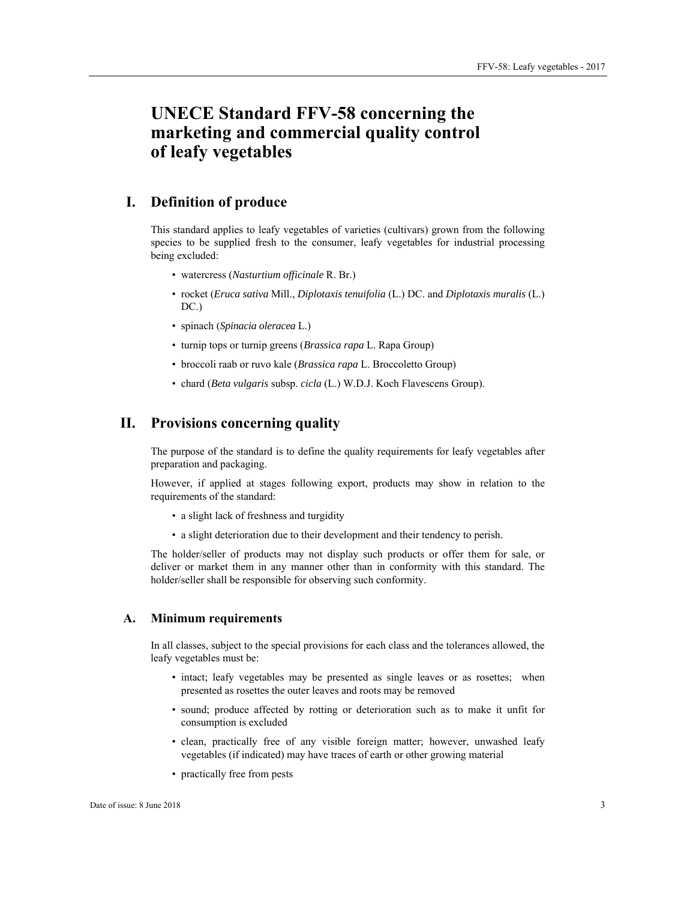# UNECE Standard FFV-58 concerning the marketing and commercial quality control of leafy vegetables

## I. Definition of produce

This standard applies to leafy vegetables of varieties (cultivars) grown from the following species to be supplied fresh to the consumer, leafy vegetables for industrial processing being excluded:

- watercress (*Nasturtium officinale* R. Br.)
- rocket (*Eruca sativa* Mill., *Diplotaxis tenuifolia* (L.) DC. and *Diplotaxis muralis* (L.) DC.)
- spinach (*Spinacia oleracea* L.)
- turnip tops or turnip greens (*Brassica rapa* L. Rapa Group)
- broccoli raab or ruvo kale (*Brassica rapa* L. Broccoletto Group)
- chard (*Beta vulgaris* subsp. *cicla* (L.) W.D.J. Koch Flavescens Group).

## II. Provisions concerning quality

The purpose of the standard is to define the quality requirements for leafy vegetables after preparation and packaging.

However, if applied at stages following export, products may show in relation to the requirements of the standard:

- a slight lack of freshness and turgidity
- a slight deterioration due to their development and their tendency to perish.

The holder/seller of products may not display such products or offer them for sale, or deliver or market them in any manner other than in conformity with this standard. The holder/seller shall be responsible for observing such conformity.

### A. Minimum requirements

In all classes, subject to the special provisions for each class and the tolerances allowed, the leafy vegetables must be:

- intact; leafy vegetables may be presented as single leaves or as rosettes; when presented as rosettes the outer leaves and roots may be removed
- sound; produce affected by rotting or deterioration such as to make it unfit for consumption is excluded
- clean, practically free of any visible foreign matter; however, unwashed leafy vegetables (if indicated) may have traces of earth or other growing material
- practically free from pests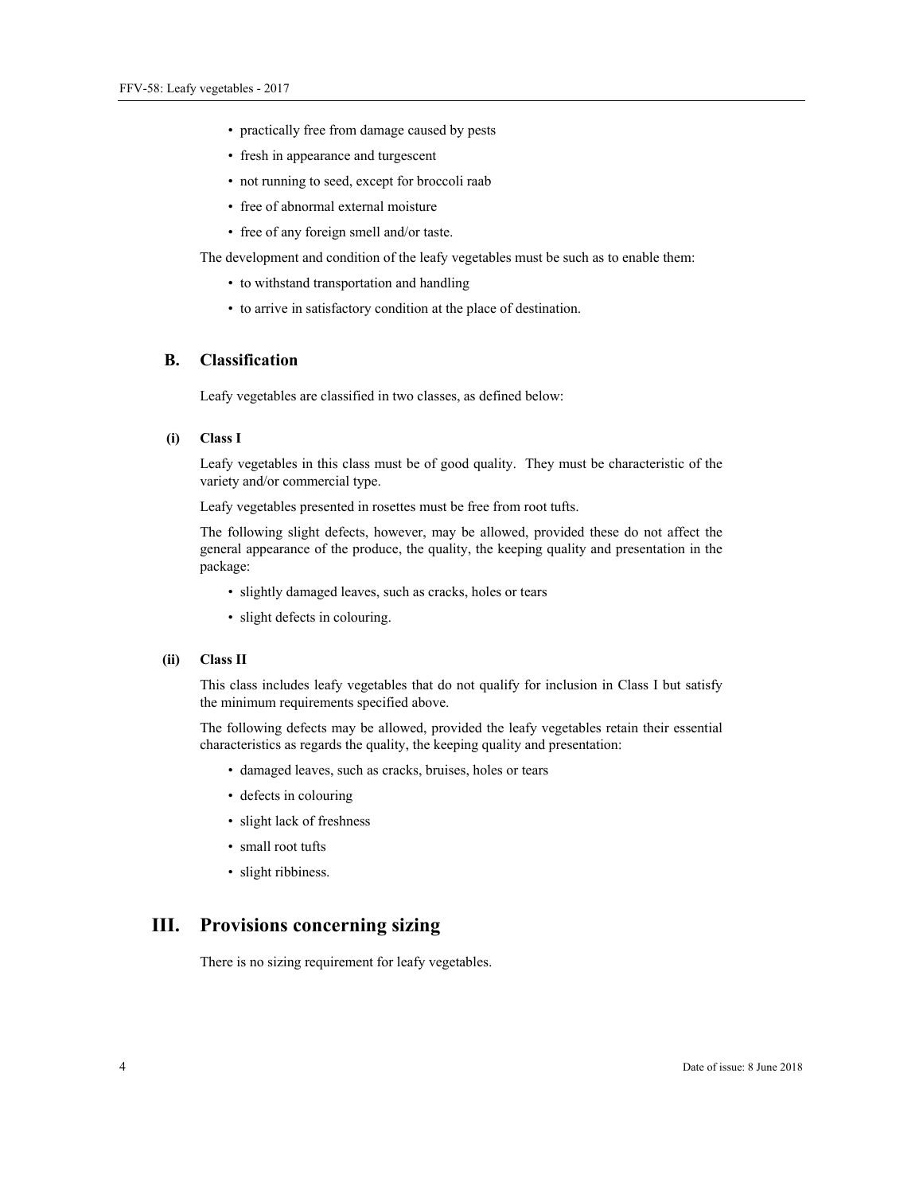- practically free from damage caused by pests
- fresh in appearance and turgescent
- not running to seed, except for broccoli raab
- free of abnormal external moisture
- free of any foreign smell and/or taste.

The development and condition of the leafy vegetables must be such as to enable them:

- to withstand transportation and handling
- to arrive in satisfactory condition at the place of destination.

## B. Classification

Leafy vegetables are classified in two classes, as defined below:

### (i) Class I

Leafy vegetables in this class must be of good quality. They must be characteristic of the variety and/or commercial type.

Leafy vegetables presented in rosettes must be free from root tufts.

The following slight defects, however, may be allowed, provided these do not affect the general appearance of the produce, the quality, the keeping quality and presentation in the package:

- slightly damaged leaves, such as cracks, holes or tears
- slight defects in colouring.

### (ii) Class II

This class includes leafy vegetables that do not qualify for inclusion in Class I but satisfy the minimum requirements specified above.

The following defects may be allowed, provided the leafy vegetables retain their essential characteristics as regards the quality, the keeping quality and presentation:

- damaged leaves, such as cracks, bruises, holes or tears
- defects in colouring
- slight lack of freshness
- small root tufts
- slight ribbiness.

# III. Provisions concerning sizing

There is no sizing requirement for leafy vegetables.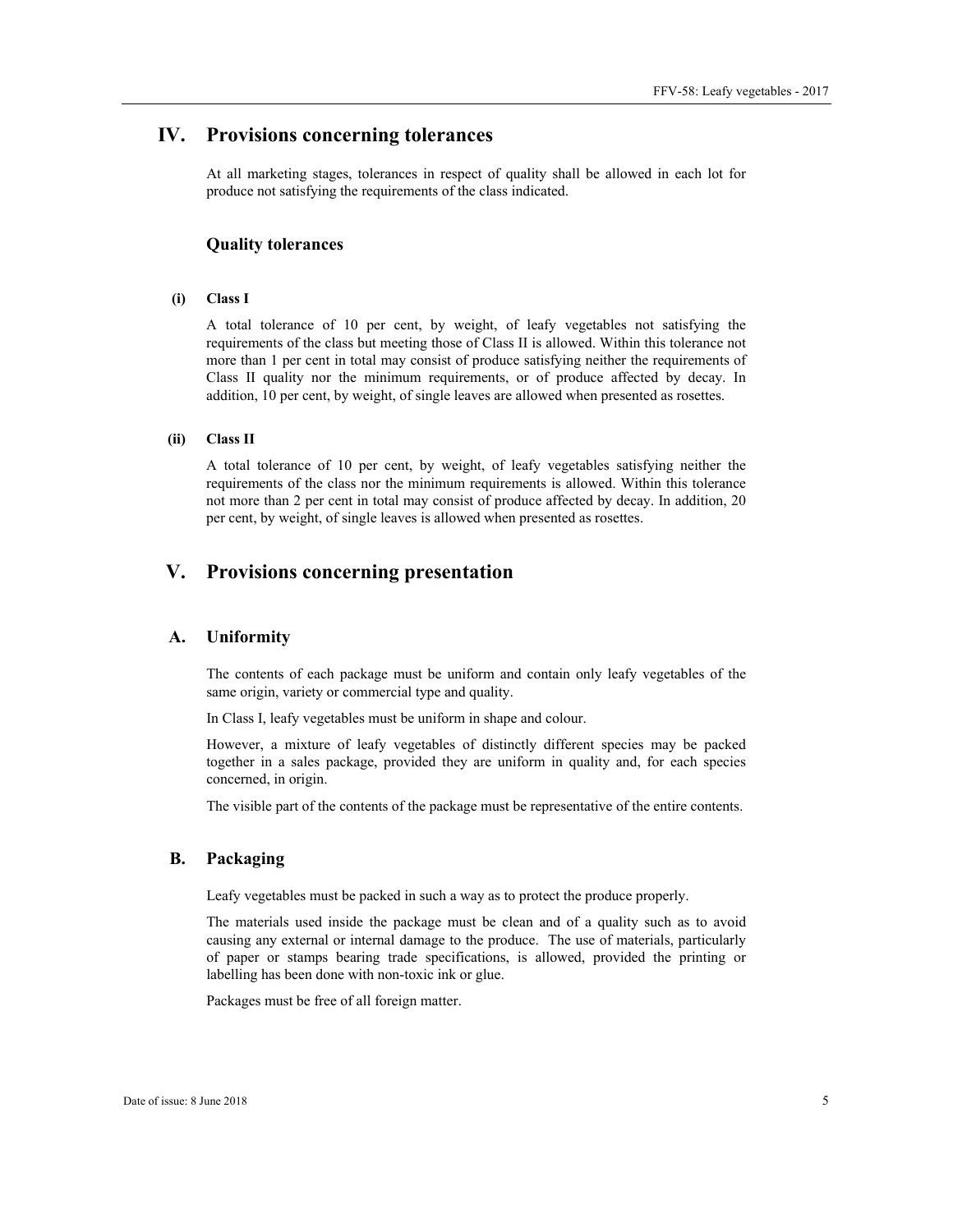# IV. Provisions concerning tolerances

At all marketing stages, tolerances in respect of quality shall be allowed in each lot for produce not satisfying the requirements of the class indicated.

### Quality tolerances

#### (i) Class I

A total tolerance of 10 per cent, by weight, of leafy vegetables not satisfying the requirements of the class but meeting those of Class II is allowed. Within this tolerance not more than 1 per cent in total may consist of produce satisfying neither the requirements of Class II quality nor the minimum requirements, or of produce affected by decay. In addition, 10 per cent, by weight, of single leaves are allowed when presented as rosettes.

#### (ii) Class II

A total tolerance of 10 per cent, by weight, of leafy vegetables satisfying neither the requirements of the class nor the minimum requirements is allowed. Within this tolerance not more than 2 per cent in total may consist of produce affected by decay. In addition, 20 per cent, by weight, of single leaves is allowed when presented as rosettes.

# V. Provisions concerning presentation

## A. Uniformity

The contents of each package must be uniform and contain only leafy vegetables of the same origin, variety or commercial type and quality.

In Class I, leafy vegetables must be uniform in shape and colour.

However, a mixture of leafy vegetables of distinctly different species may be packed together in a sales package, provided they are uniform in quality and, for each species concerned, in origin.

The visible part of the contents of the package must be representative of the entire contents.

## B. Packaging

Leafy vegetables must be packed in such a way as to protect the produce properly.

The materials used inside the package must be clean and of a quality such as to avoid causing any external or internal damage to the produce. The use of materials, particularly of paper or stamps bearing trade specifications, is allowed, provided the printing or labelling has been done with non-toxic ink or glue.

Packages must be free of all foreign matter.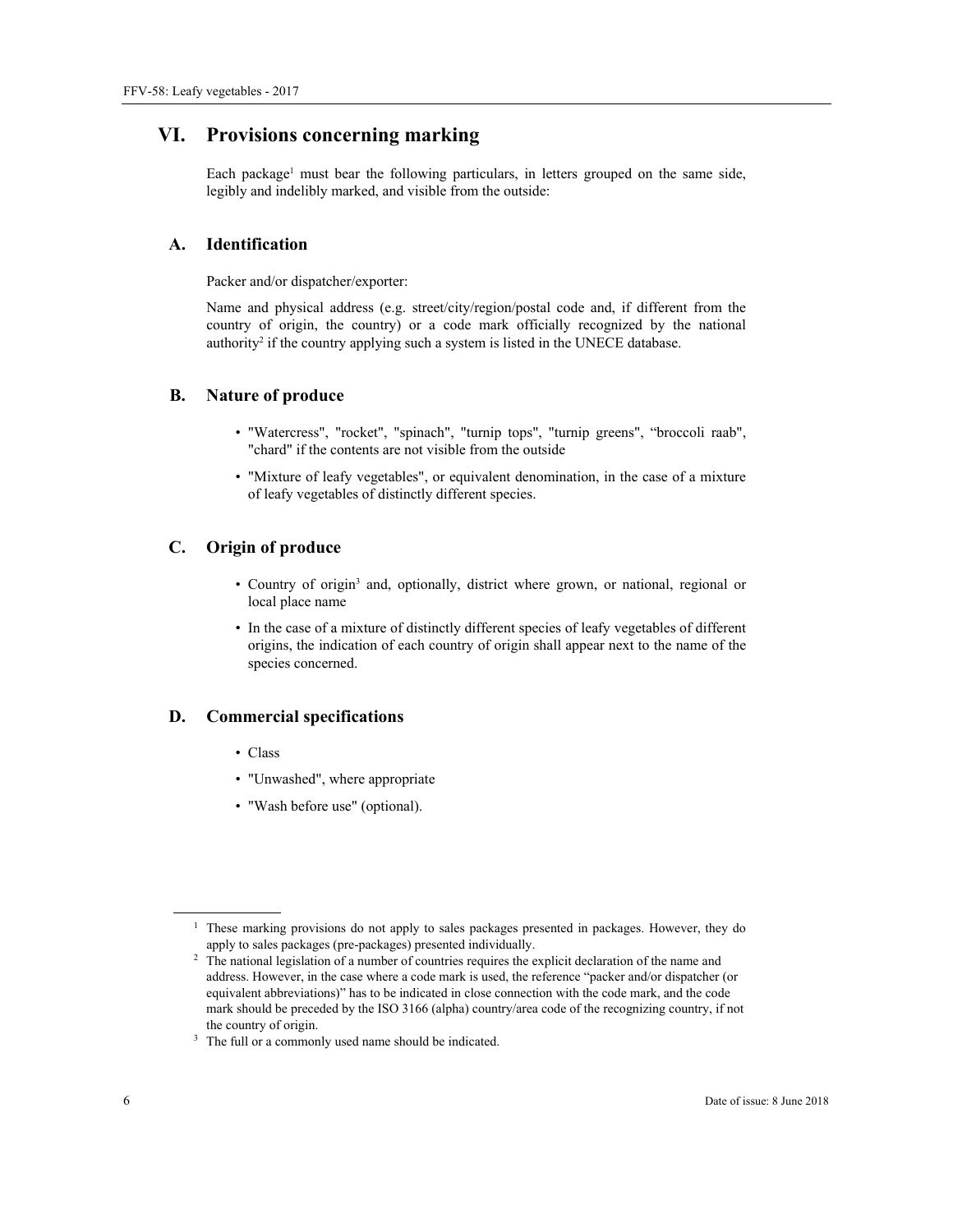## VI. Provisions concerning marking

Each package[1] must bear the following particulars, in letters grouped on the same side, legibly and indelibly marked, and visible from the outside:

### A. Identification

Packer and/or dispatcher/exporter:

Name and physical address (e.g. street/city/region/postal code and, if different from the country of origin, the country) or a code mark officially recognized by the national authority[2] if the country applying such a system is listed in the UNECE database.

### B. Nature of produce

- "Watercress", "rocket", "spinach", "turnip tops", "turnip greens", "broccoli raab", "chard" if the contents are not visible from the outside
- "Mixture of leafy vegetables", or equivalent denomination, in the case of a mixture of leafy vegetables of distinctly different species.

### C. Origin of produce

- Country of origin[3] and, optionally, district where grown, or national, regional or local place name
- In the case of a mixture of distinctly different species of leafy vegetables of different origins, the indication of each country of origin shall appear next to the name of the species concerned.

### D. Commercial specifications

- Class
- "Unwashed", where appropriate
- "Wash before use" (optional).

---

[1] These marking provisions do not apply to sales packages presented in packages. However, they do apply to sales packages (pre-packages) presented individually.

[2] The national legislation of a number of countries requires the explicit declaration of the name and address. However, in the case where a code mark is used, the reference "packer and/or dispatcher (or equivalent abbreviations)" has to be indicated in close connection with the code mark, and the code mark should be preceded by the ISO 3166 (alpha) country/area code of the recognizing country, if not the country of origin.

[3] The full or a commonly used name should be indicated.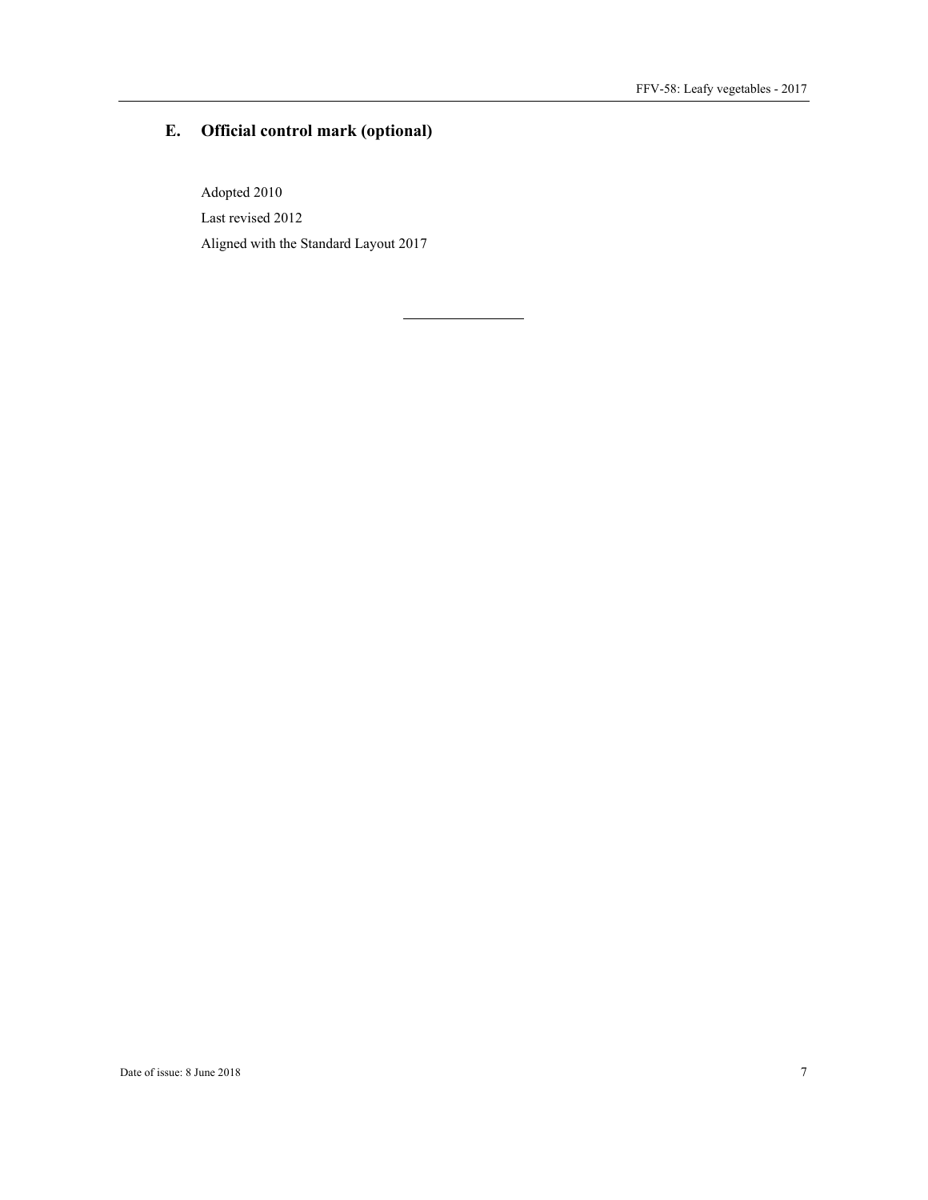## E. Official control mark (optional)

Adopted 2010

Last revised 2012

Aligned with the Standard Layout 2017

---